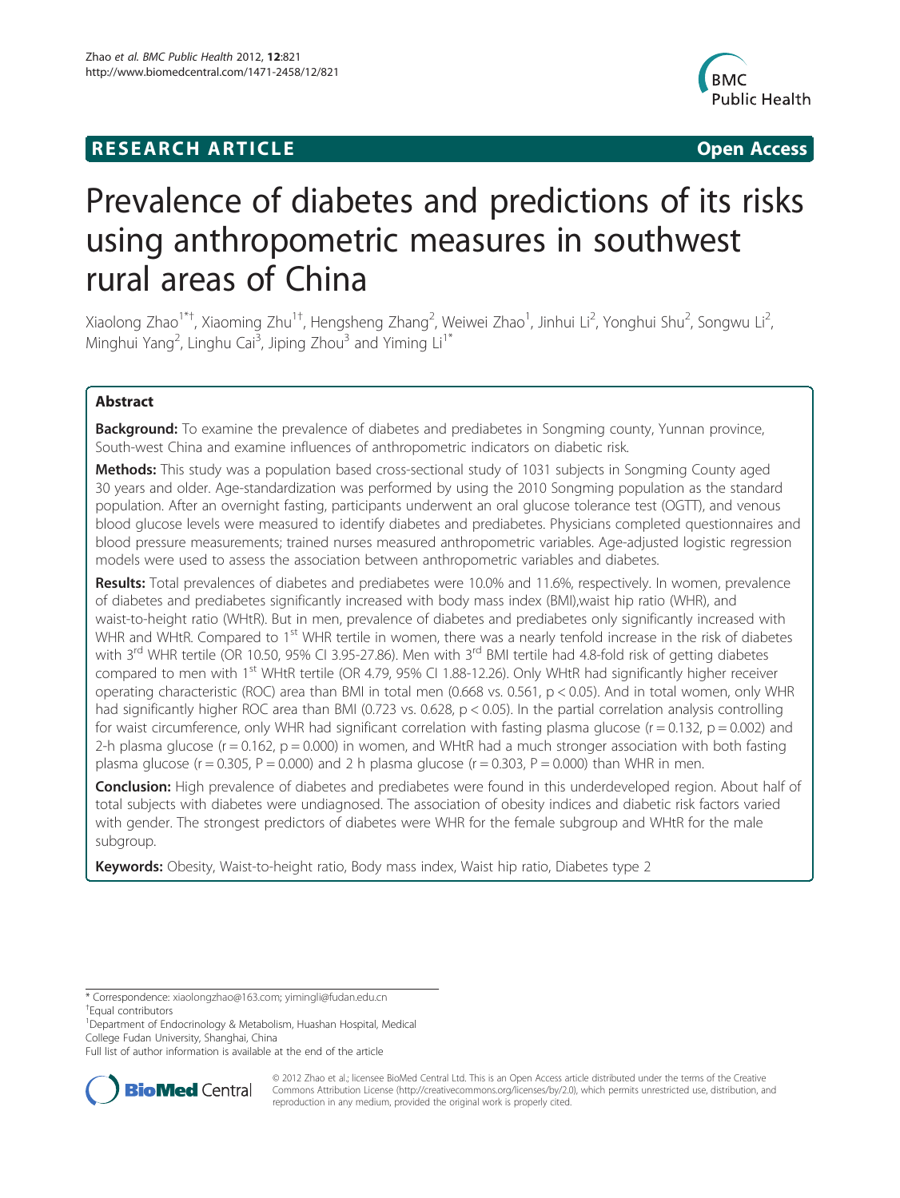**RESEARCH ARTICLE** **Open Access**

# Prevalence of diabetes and predictions of its risks using anthropometric measures in southwest rural areas of China

Xiaolong Zhao[1*†], Xiaoming Zhu[1†], Hengsheng Zhang[2], Weiwei Zhao[1], Jinhui Li[2], Yonghui Shu[2], Songwu Li[2], Minghui Yang[2], Linghu Cai[3], Jiping Zhou[3] and Yiming Li[1*]

## Abstract

**Background:** To examine the prevalence of diabetes and prediabetes in Songming county, Yunnan province, South-west China and examine influences of anthropometric indicators on diabetic risk.

**Methods:** This study was a population based cross-sectional study of 1031 subjects in Songming County aged 30 years and older. Age-standardization was performed by using the 2010 Songming population as the standard population. After an overnight fasting, participants underwent an oral glucose tolerance test (OGTT), and venous blood glucose levels were measured to identify diabetes and prediabetes. Physicians completed questionnaires and blood pressure measurements; trained nurses measured anthropometric variables. Age-adjusted logistic regression models were used to assess the association between anthropometric variables and diabetes.

**Results:** Total prevalences of diabetes and prediabetes were 10.0% and 11.6%, respectively. In women, prevalence of diabetes and prediabetes significantly increased with body mass index (BMI),waist hip ratio (WHR), and waist-to-height ratio (WHtR). But in men, prevalence of diabetes and prediabetes only significantly increased with WHR and WHtR. Compared to 1st WHR tertile in women, there was a nearly tenfold increase in the risk of diabetes with 3rd WHR tertile (OR 10.50, 95% CI 3.95-27.86). Men with 3rd BMI tertile had 4.8-fold risk of getting diabetes compared to men with 1st WHtR tertile (OR 4.79, 95% CI 1.88-12.26). Only WHtR had significantly higher receiver operating characteristic (ROC) area than BMI in total men (0.668 vs. 0.561, $p < 0.05$). And in total women, only WHR had significantly higher ROC area than BMI (0.723 vs. 0.628, $p < 0.05$). In the partial correlation analysis controlling for waist circumference, only WHR had significant correlation with fasting plasma glucose ($r = 0.132$, $p = 0.002$) and 2-h plasma glucose ($r = 0.162$, $p = 0.000$) in women, and WHtR had a much stronger association with both fasting plasma glucose ($r = 0.305$, $P = 0.000$) and 2 h plasma glucose ($r = 0.303$, $P = 0.000$) than WHR in men.

**Conclusion:** High prevalence of diabetes and prediabetes were found in this underdeveloped region. About half of total subjects with diabetes were undiagnosed. The association of obesity indices and diabetic risk factors varied with gender. The strongest predictors of diabetes were WHR for the female subgroup and WHtR for the male subgroup.

**Keywords:** Obesity, Waist-to-height ratio, Body mass index, Waist hip ratio, Diabetes type 2

---

\* Correspondence: xiaolongzhao@163.com; yimingli@fudan.edu.cn
† Equal contributors
[1] Department of Endocrinology & Metabolism, Huashan Hospital, Medical College Fudan University, Shanghai, China
Full list of author information is available at the end of the article

© 2012 Zhao et al.; licensee BioMed Central Ltd. This is an Open Access article distributed under the terms of the Creative Commons Attribution License (http://creativecommons.org/licenses/by/2.0), which permits unrestricted use, distribution, and reproduction in any medium, provided the original work is properly cited.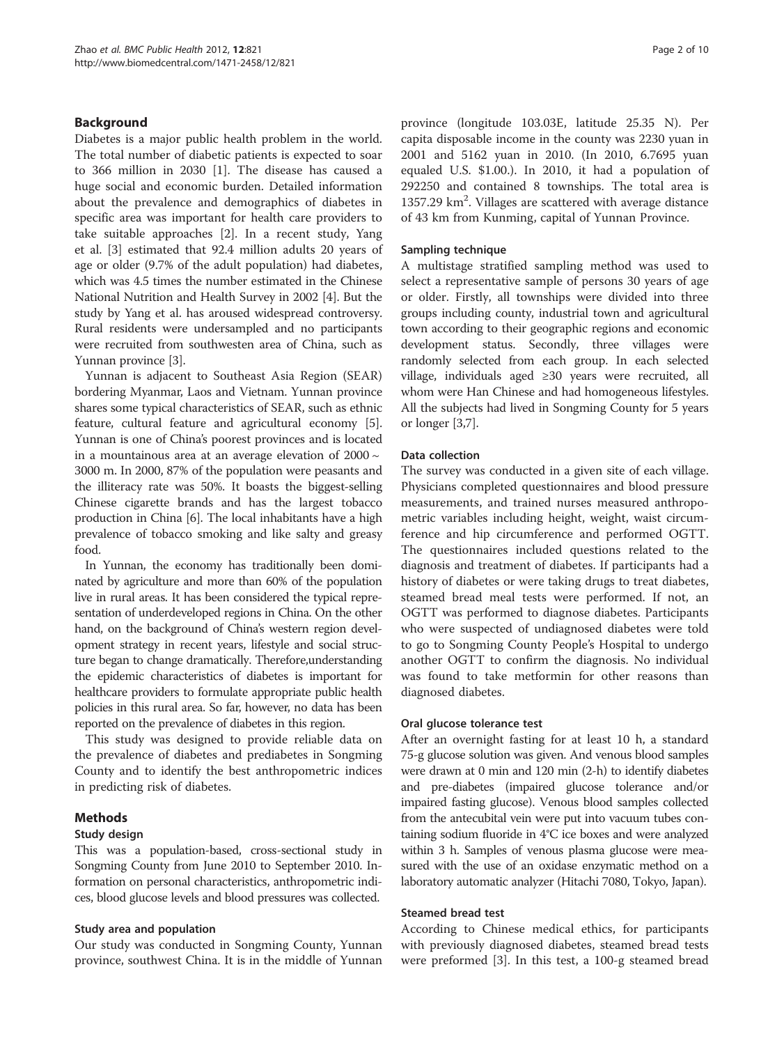## Background

Diabetes is a major public health problem in the world. The total number of diabetic patients is expected to soar to 366 million in 2030 [1]. The disease has caused a huge social and economic burden. Detailed information about the prevalence and demographics of diabetes in specific area was important for health care providers to take suitable approaches [2]. In a recent study, Yang et al. [3] estimated that 92.4 million adults 20 years of age or older (9.7% of the adult population) had diabetes, which was 4.5 times the number estimated in the Chinese National Nutrition and Health Survey in 2002 [4]. But the study by Yang et al. has aroused widespread controversy. Rural residents were undersampled and no participants were recruited from southwesten area of China, such as Yunnan province [3].

Yunnan is adjacent to Southeast Asia Region (SEAR) bordering Myanmar, Laos and Vietnam. Yunnan province shares some typical characteristics of SEAR, such as ethnic feature, cultural feature and agricultural economy [5]. Yunnan is one of China's poorest provinces and is located in a mountainous area at an average elevation of 2000 ~ 3000 m. In 2000, 87% of the population were peasants and the illiteracy rate was 50%. It boasts the biggest-selling Chinese cigarette brands and has the largest tobacco production in China [6]. The local inhabitants have a high prevalence of tobacco smoking and like salty and greasy food.

In Yunnan, the economy has traditionally been dominated by agriculture and more than 60% of the population live in rural areas. It has been considered the typical representation of underdeveloped regions in China. On the other hand, on the background of China's western region development strategy in recent years, lifestyle and social structure began to change dramatically. Therefore,understanding the epidemic characteristics of diabetes is important for healthcare providers to formulate appropriate public health policies in this rural area. So far, however, no data has been reported on the prevalence of diabetes in this region.

This study was designed to provide reliable data on the prevalence of diabetes and prediabetes in Songming County and to identify the best anthropometric indices in predicting risk of diabetes.

## Methods

### Study design

This was a population-based, cross-sectional study in Songming County from June 2010 to September 2010. Information on personal characteristics, anthropometric indices, blood glucose levels and blood pressures was collected.

### Study area and population

Our study was conducted in Songming County, Yunnan province, southwest China. It is in the middle of Yunnan province (longitude 103.03E, latitude 25.35 N). Per capita disposable income in the county was 2230 yuan in 2001 and 5162 yuan in 2010. (In 2010, 6.7695 yuan equaled U.S. \$1.00.). In 2010, it had a population of 292250 and contained 8 townships. The total area is 1357.29 $km^2$. Villages are scattered with average distance of 43 km from Kunming, capital of Yunnan Province.

### Sampling technique

A multistage stratified sampling method was used to select a representative sample of persons 30 years of age or older. Firstly, all townships were divided into three groups including county, industrial town and agricultural town according to their geographic regions and economic development status. Secondly, three villages were randomly selected from each group. In each selected village, individuals aged ≥30 years were recruited, all whom were Han Chinese and had homogeneous lifestyles. All the subjects had lived in Songming County for 5 years or longer [3,7].

### Data collection

The survey was conducted in a given site of each village. Physicians completed questionnaires and blood pressure measurements, and trained nurses measured anthropometric variables including height, weight, waist circumference and hip circumference and performed OGTT. The questionnaires included questions related to the diagnosis and treatment of diabetes. If participants had a history of diabetes or were taking drugs to treat diabetes, steamed bread meal tests were performed. If not, an OGTT was performed to diagnose diabetes. Participants who were suspected of undiagnosed diabetes were told to go to Songming County People's Hospital to undergo another OGTT to confirm the diagnosis. No individual was found to take metformin for other reasons than diagnosed diabetes.

### Oral glucose tolerance test

After an overnight fasting for at least 10 h, a standard 75-g glucose solution was given. And venous blood samples were drawn at 0 min and 120 min (2-h) to identify diabetes and pre-diabetes (impaired glucose tolerance and/or impaired fasting glucose). Venous blood samples collected from the antecubital vein were put into vacuum tubes containing sodium fluoride in 4°C ice boxes and were analyzed within 3 h. Samples of venous plasma glucose were measured with the use of an oxidase enzymatic method on a laboratory automatic analyzer (Hitachi 7080, Tokyo, Japan).

### Steamed bread test

According to Chinese medical ethics, for participants with previously diagnosed diabetes, steamed bread tests were preformed [3]. In this test, a 100-g steamed bread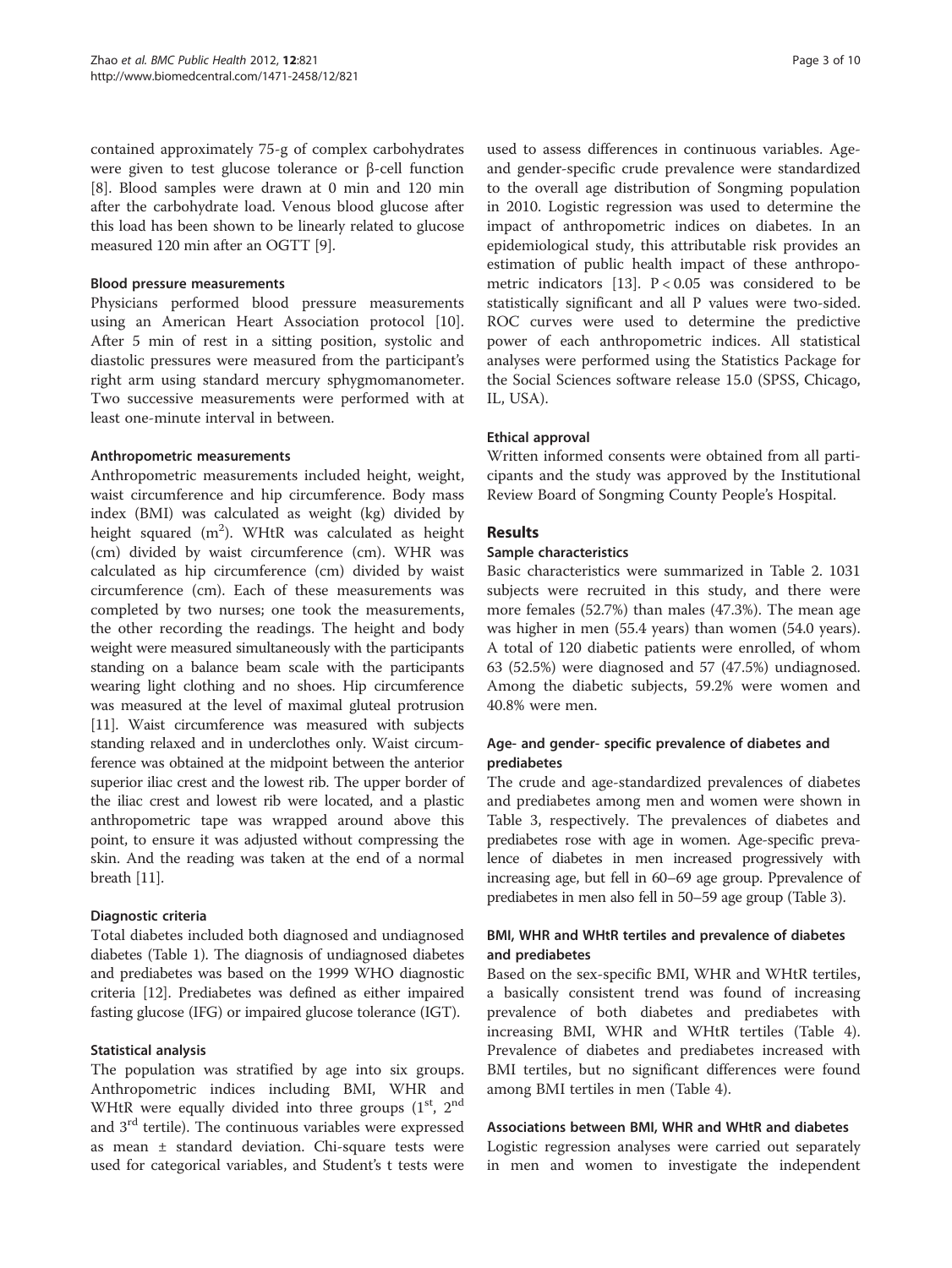contained approximately 75-g of complex carbohydrates were given to test glucose tolerance or β-cell function [8]. Blood samples were drawn at 0 min and 120 min after the carbohydrate load. Venous blood glucose after this load has been shown to be linearly related to glucose measured 120 min after an OGTT [9].

### Blood pressure measurements

Physicians performed blood pressure measurements using an American Heart Association protocol [10]. After 5 min of rest in a sitting position, systolic and diastolic pressures were measured from the participant's right arm using standard mercury sphygmomanometer. Two successive measurements were performed with at least one-minute interval in between.

### Anthropometric measurements

Anthropometric measurements included height, weight, waist circumference and hip circumference. Body mass index (BMI) was calculated as weight (kg) divided by height squared ($m^2$). WHtR was calculated as height (cm) divided by waist circumference (cm). WHR was calculated as hip circumference (cm) divided by waist circumference (cm). Each of these measurements was completed by two nurses; one took the measurements, the other recording the readings. The height and body weight were measured simultaneously with the participants standing on a balance beam scale with the participants wearing light clothing and no shoes. Hip circumference was measured at the level of maximal gluteal protrusion [11]. Waist circumference was measured with subjects standing relaxed and in underclothes only. Waist circumference was obtained at the midpoint between the anterior superior iliac crest and the lowest rib. The upper border of the iliac crest and lowest rib were located, and a plastic anthropometric tape was wrapped around above this point, to ensure it was adjusted without compressing the skin. And the reading was taken at the end of a normal breath [11].

### Diagnostic criteria

Total diabetes included both diagnosed and undiagnosed diabetes (Table 1). The diagnosis of undiagnosed diabetes and prediabetes was based on the 1999 WHO diagnostic criteria [12]. Prediabetes was defined as either impaired fasting glucose (IFG) or impaired glucose tolerance (IGT).

### Statistical analysis

The population was stratified by age into six groups. Anthropometric indices including BMI, WHR and WHtR were equally divided into three groups ($1^{st}$, $2^{nd}$ and $3^{rd}$ tertile). The continuous variables were expressed as mean ± standard deviation. Chi-square tests were used for categorical variables, and Student's t tests were used to assess differences in continuous variables. Age- and gender-specific crude prevalence were standardized to the overall age distribution of Songming population in 2010. Logistic regression was used to determine the impact of anthropometric indices on diabetes. In an epidemiological study, this attributable risk provides an estimation of public health impact of these anthropometric indicators [13]. $P < 0.05$ was considered to be statistically significant and all P values were two-sided. ROC curves were used to determine the predictive power of each anthropometric indices. All statistical analyses were performed using the Statistics Package for the Social Sciences software release 15.0 (SPSS, Chicago, IL, USA).

### Ethical approval

Written informed consents were obtained from all participants and the study was approved by the Institutional Review Board of Songming County People's Hospital.

## Results

### Sample characteristics

Basic characteristics were summarized in Table 2. 1031 subjects were recruited in this study, and there were more females (52.7%) than males (47.3%). The mean age was higher in men (55.4 years) than women (54.0 years). A total of 120 diabetic patients were enrolled, of whom 63 (52.5%) were diagnosed and 57 (47.5%) undiagnosed. Among the diabetic subjects, 59.2% were women and 40.8% were men.

### Age- and gender- specific prevalence of diabetes and prediabetes

The crude and age-standardized prevalences of diabetes and prediabetes among men and women were shown in Table 3, respectively. The prevalences of diabetes and prediabetes rose with age in women. Age-specific prevalence of diabetes in men increased progressively with increasing age, but fell in 60–69 age group. Pprevalence of prediabetes in men also fell in 50–59 age group (Table 3).

### BMI, WHR and WHtR tertiles and prevalence of diabetes and prediabetes

Based on the sex-specific BMI, WHR and WHtR tertiles, a basically consistent trend was found of increasing prevalence of both diabetes and prediabetes with increasing BMI, WHR and WHtR tertiles (Table 4). Prevalence of diabetes and prediabetes increased with BMI tertiles, but no significant differences were found among BMI tertiles in men (Table 4).

### Associations between BMI, WHR and WHtR and diabetes

Logistic regression analyses were carried out separately in men and women to investigate the independent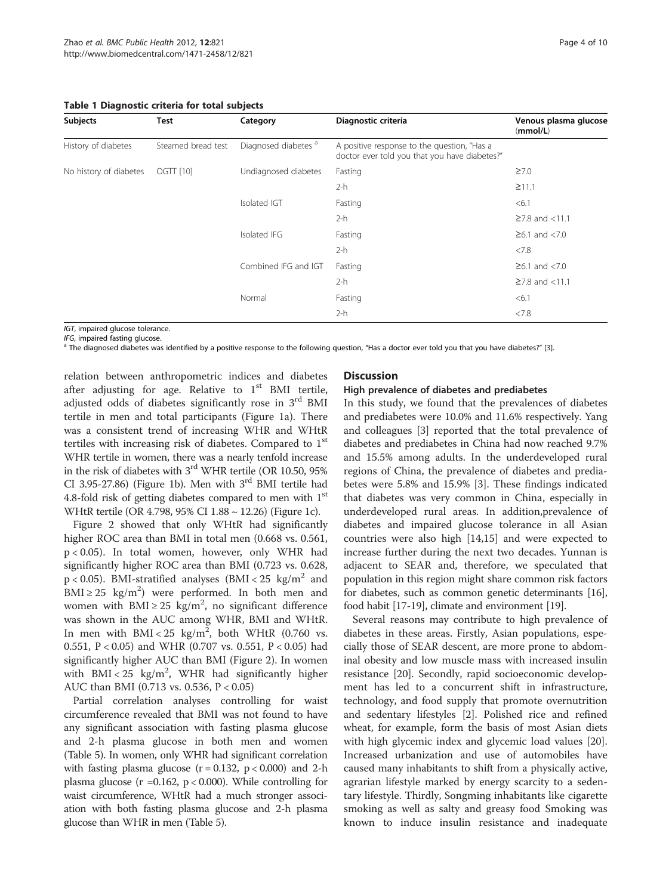**Table 1 Diagnostic criteria for total subjects**

| Subjects | Test | Category | Diagnostic criteria | Venous plasma glucose (mmol/L) |
|---|---|---|---|---|
| History of diabetes | Steamed bread test | Diagnosed diabetes [a] | A positive response to the question, "Has a doctor ever told you that you have diabetes?" | |
| No history of diabetes | OGTT [10] | Undiagnosed diabetes | Fasting | ≥7.0 |
| | | | 2-h | ≥11.1 |
| | | Isolated IGT | Fasting | <6.1 |
| | | | 2-h | ≥7.8 and <11.1 |
| | | Isolated IFG | Fasting | ≥6.1 and <7.0 |
| | | | 2-h | <7.8 |
| | | Combined IFG and IGT | Fasting | ≥6.1 and <7.0 |
| | | | 2-h | ≥7.8 and <11.1 |
| | | Normal | Fasting | <6.1 |
| | | | 2-h | <7.8 |

*IGT*, impaired glucose tolerance.
*IFG*, impaired fasting glucose.
[a] The diagnosed diabetes was identified by a positive response to the following question, "Has a doctor ever told you that you have diabetes?" [3].

relation between anthropometric indices and diabetes after adjusting for age. Relative to 1st BMI tertile, adjusted odds of diabetes significantly rose in 3rd BMI tertile in men and total participants (Figure 1a). There was a consistent trend of increasing WHR and WHtR tertiles with increasing risk of diabetes. Compared to 1st WHR tertile in women, there was a nearly tenfold increase in the risk of diabetes with 3rd WHR tertile (OR 10.50, 95% CI 3.95-27.86) (Figure 1b). Men with 3rd BMI tertile had 4.8-fold risk of getting diabetes compared to men with 1st WHtR tertile (OR 4.798, 95% CI 1.88 ~ 12.26) (Figure 1c).

Figure 2 showed that only WHtR had significantly higher ROC area than BMI in total men (0.668 vs. 0.561, $p < 0.05$). In total women, however, only WHR had significantly higher ROC area than BMI (0.723 vs. 0.628, $p < 0.05$). BMI-stratified analyses (BMI < 25 kg/m$^2$ and BMI ≥ 25 kg/m$^2$) were performed. In both men and women with BMI ≥ 25 kg/m$^2$, no significant difference was shown in the AUC among WHR, BMI and WHtR. In men with BMI < 25 kg/m$^2$, both WHtR (0.760 vs. 0.551, $P < 0.05$) and WHR (0.707 vs. 0.551, $P < 0.05$) had significantly higher AUC than BMI (Figure 2). In women with BMI < 25 kg/m$^2$, WHR had significantly higher AUC than BMI (0.713 vs. 0.536, $P < 0.05$)

Partial correlation analyses controlling for waist circumference revealed that BMI was not found to have any significant association with fasting plasma glucose and 2-h plasma glucose in both men and women (Table 5). In women, only WHR had significant correlation with fasting plasma glucose ($r = 0.132$, $p < 0.000$) and 2-h plasma glucose ($r = 0.162$, $p < 0.000$). While controlling for waist circumference, WHtR had a much stronger association with both fasting plasma glucose and 2-h plasma glucose than WHR in men (Table 5).

## Discussion

### High prevalence of diabetes and prediabetes

In this study, we found that the prevalences of diabetes and prediabetes were 10.0% and 11.6% respectively. Yang and colleagues [3] reported that the total prevalence of diabetes and prediabetes in China had now reached 9.7% and 15.5% among adults. In the underdeveloped rural regions of China, the prevalence of diabetes and prediabetes were 5.8% and 15.9% [3]. These findings indicated that diabetes was very common in China, especially in underdeveloped rural areas. In addition,prevalence of diabetes and impaired glucose tolerance in all Asian countries were also high [14,15] and were expected to increase further during the next two decades. Yunnan is adjacent to SEAR and, therefore, we speculated that population in this region might share common risk factors for diabetes, such as common genetic determinants [16], food habit [17-19], climate and environment [19].

Several reasons may contribute to high prevalence of diabetes in these areas. Firstly, Asian populations, especially those of SEAR descent, are more prone to abdominal obesity and low muscle mass with increased insulin resistance [20]. Secondly, rapid socioeconomic development has led to a concurrent shift in infrastructure, technology, and food supply that promote overnutrition and sedentary lifestyles [2]. Polished rice and refined wheat, for example, form the basis of most Asian diets with high glycemic index and glycemic load values [20]. Increased urbanization and use of automobiles have caused many inhabitants to shift from a physically active, agrarian lifestyle marked by energy scarcity to a sedentary lifestyle. Thirdly, Songming inhabitants like cigarette smoking as well as salty and greasy food Smoking was known to induce insulin resistance and inadequate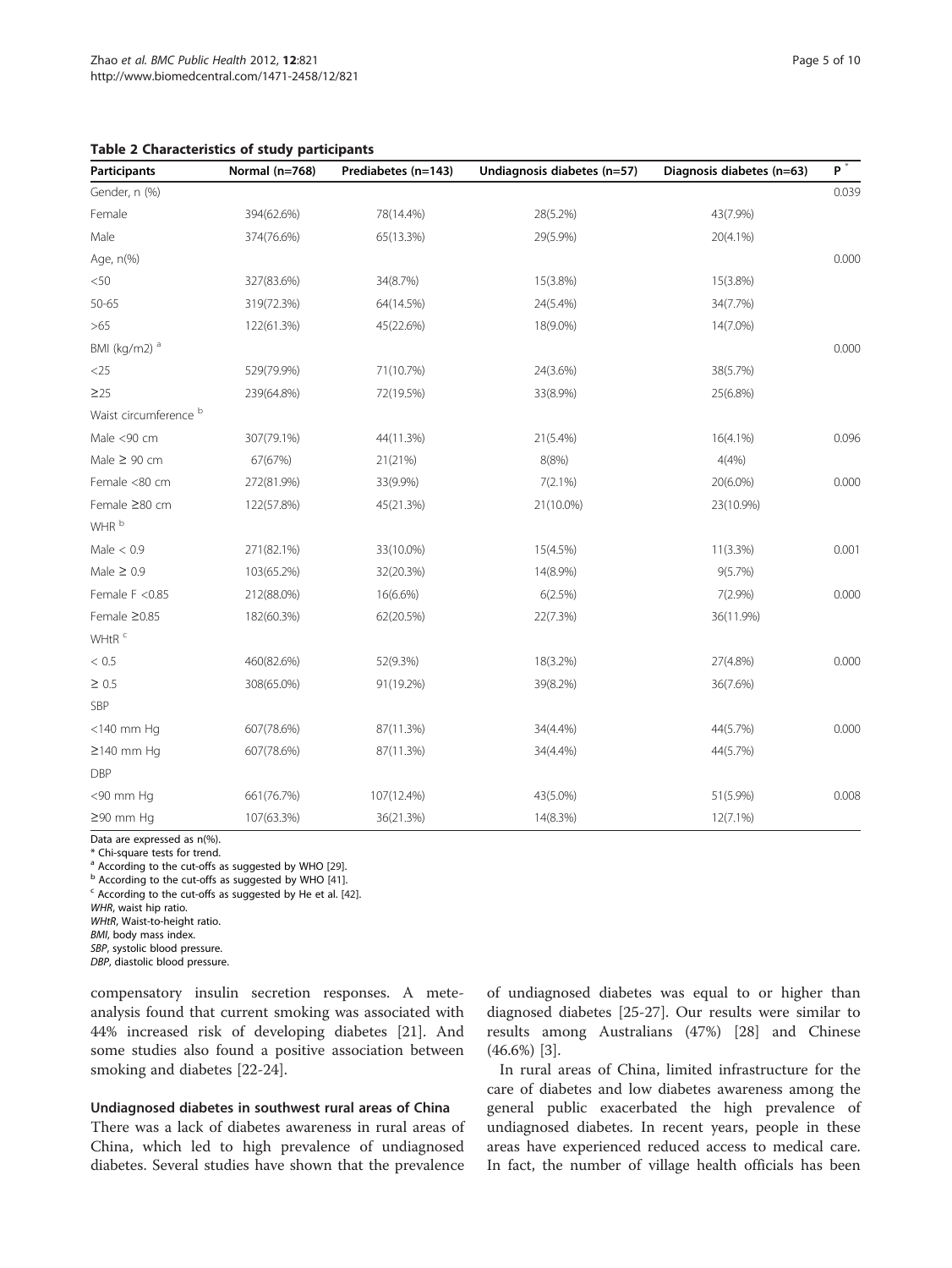**Table 2 Characteristics of study participants**

| Participants | Normal (n=768) | Prediabetes (n=143) | Undiagnosis diabetes (n=57) | Diagnosis diabetes (n=63) | P [*] |
|---|---|---|---|---|---|
| Gender, n (%) | | | | | 0.039 |
| Female | 394(62.6%) | 78(14.4%) | 28(5.2%) | 43(7.9%) | |
| Male | 374(76.6%) | 65(13.3%) | 29(5.9%) | 20(4.1%) | |
| Age, n(%) | | | | | 0.000 |
| <50 | 327(83.6%) | 34(8.7%) | 15(3.8%) | 15(3.8%) | |
| 50-65 | 319(72.3%) | 64(14.5%) | 24(5.4%) | 34(7.7%) | |
| >65 | 122(61.3%) | 45(22.6%) | 18(9.0%) | 14(7.0%) | |
| BMI (kg/m2) [a] | | | | | 0.000 |
| <25 | 529(79.9%) | 71(10.7%) | 24(3.6%) | 38(5.7%) | |
| ≥25 | 239(64.8%) | 72(19.5%) | 33(8.9%) | 25(6.8%) | |
| Waist circumference [b] | | | | | |
| Male <90 cm | 307(79.1%) | 44(11.3%) | 21(5.4%) | 16(4.1%) | 0.096 |
| Male ≥ 90 cm | 67(67%) | 21(21%) | 8(8%) | 4(4%) | |
| Female <80 cm | 272(81.9%) | 33(9.9%) | 7(2.1%) | 20(6.0%) | 0.000 |
| Female ≥80 cm | 122(57.8%) | 45(21.3%) | 21(10.0%) | 23(10.9%) | |
| WHR [b] | | | | | |
| Male < 0.9 | 271(82.1%) | 33(10.0%) | 15(4.5%) | 11(3.3%) | 0.001 |
| Male ≥ 0.9 | 103(65.2%) | 32(20.3%) | 14(8.9%) | 9(5.7%) | |
| Female F <0.85 | 212(88.0%) | 16(6.6%) | 6(2.5%) | 7(2.9%) | 0.000 |
| Female ≥0.85 | 182(60.3%) | 62(20.5%) | 22(7.3%) | 36(11.9%) | |
| WHtR [c] | | | | | |
| < 0.5 | 460(82.6%) | 52(9.3%) | 18(3.2%) | 27(4.8%) | 0.000 |
| ≥ 0.5 | 308(65.0%) | 91(19.2%) | 39(8.2%) | 36(7.6%) | |
| SBP | | | | | |
| <140 mm Hg | 607(78.6%) | 87(11.3%) | 34(4.4%) | 44(5.7%) | 0.000 |
| ≥140 mm Hg | 607(78.6%) | 87(11.3%) | 34(4.4%) | 44(5.7%) | |
| DBP | | | | | |
| <90 mm Hg | 661(76.7%) | 107(12.4%) | 43(5.0%) | 51(5.9%) | 0.008 |
| ≥90 mm Hg | 107(63.3%) | 36(21.3%) | 14(8.3%) | 12(7.1%) | |

Data are expressed as n(%).
\* Chi-square tests for trend.
[a] According to the cut-offs as suggested by WHO [29].
[b] According to the cut-offs as suggested by WHO [41].
[c] According to the cut-offs as suggested by He et al. [42].
*WHR*, waist hip ratio.
*WHtR*, Waist-to-height ratio.
*BMI*, body mass index.
*SBP*, systolic blood pressure.
*DBP*, diastolic blood pressure.

compensatory insulin secretion responses. A mete-analysis found that current smoking was associated with 44% increased risk of developing diabetes [21]. And some studies also found a positive association between smoking and diabetes [22-24].

### Undiagnosed diabetes in southwest rural areas of China

There was a lack of diabetes awareness in rural areas of China, which led to high prevalence of undiagnosed diabetes. Several studies have shown that the prevalence of undiagnosed diabetes was equal to or higher than diagnosed diabetes [25-27]. Our results were similar to results among Australians (47%) [28] and Chinese (46.6%) [3].

In rural areas of China, limited infrastructure for the care of diabetes and low diabetes awareness among the general public exacerbated the high prevalence of undiagnosed diabetes. In recent years, people in these areas have experienced reduced access to medical care. In fact, the number of village health officials has been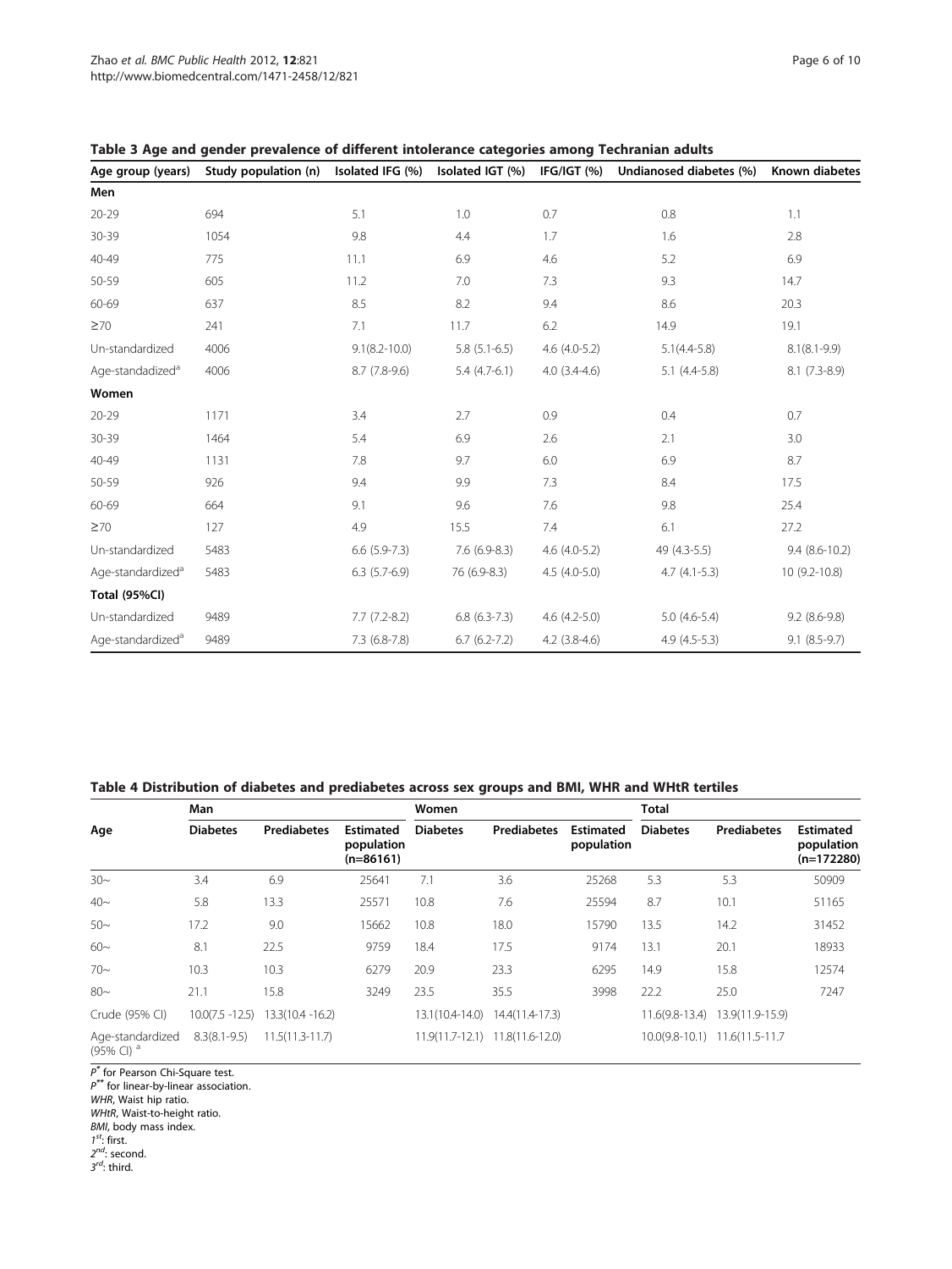**Table 3 Age and gender prevalence of different intolerance categories among Techranian adults**

| Age group (years) | Study population (n) | Isolated IFG (%) | Isolated IGT (%) | IFG/IGT (%) | Undianosed diabetes (%) | Known diabetes |
|---|---|---|---|---|---|---|
| **Men** | | | | | | |
| 20-29 | 694 | 5.1 | 1.0 | 0.7 | 0.8 | 1.1 |
| 30-39 | 1054 | 9.8 | 4.4 | 1.7 | 1.6 | 2.8 |
| 40-49 | 775 | 11.1 | 6.9 | 4.6 | 5.2 | 6.9 |
| 50-59 | 605 | 11.2 | 7.0 | 7.3 | 9.3 | 14.7 |
| 60-69 | 637 | 8.5 | 8.2 | 9.4 | 8.6 | 20.3 |
| ≥70 | 241 | 7.1 | 11.7 | 6.2 | 14.9 | 19.1 |
| Un-standardized | 4006 | 9.1(8.2-10.0) | 5.8 (5.1-6.5) | 4.6 (4.0-5.2) | 5.1(4.4-5.8) | 8.1(8.1-9.9) |
| Age-standadized[a] | 4006 | 8.7 (7.8-9.6) | 5.4 (4.7-6.1) | 4.0 (3.4-4.6) | 5.1 (4.4-5.8) | 8.1 (7.3-8.9) |
| **Women** | | | | | | |
| 20-29 | 1171 | 3.4 | 2.7 | 0.9 | 0.4 | 0.7 |
| 30-39 | 1464 | 5.4 | 6.9 | 2.6 | 2.1 | 3.0 |
| 40-49 | 1131 | 7.8 | 9.7 | 6.0 | 6.9 | 8.7 |
| 50-59 | 926 | 9.4 | 9.9 | 7.3 | 8.4 | 17.5 |
| 60-69 | 664 | 9.1 | 9.6 | 7.6 | 9.8 | 25.4 |
| ≥70 | 127 | 4.9 | 15.5 | 7.4 | 6.1 | 27.2 |
| Un-standardized | 5483 | 6.6 (5.9-7.3) | 7.6 (6.9-8.3) | 4.6 (4.0-5.2) | 49 (4.3-5.5) | 9.4 (8.6-10.2) |
| Age-standardized[a] | 5483 | 6.3 (5.7-6.9) | 76 (6.9-8.3) | 4.5 (4.0-5.0) | 4.7 (4.1-5.3) | 10 (9.2-10.8) |
| **Total (95%CI)** | | | | | | |
| Un-standardized | 9489 | 7.7 (7.2-8.2) | 6.8 (6.3-7.3) | 4.6 (4.2-5.0) | 5.0 (4.6-5.4) | 9.2 (8.6-9.8) |
| Age-standardized[a] | 9489 | 7.3 (6.8-7.8) | 6.7 (6.2-7.2) | 4.2 (3.8-4.6) | 4.9 (4.5-5.3) | 9.1 (8.5-9.7) |

**Table 4 Distribution of diabetes and prediabetes across sex groups and BMI, WHR and WHtR tertiles**

| Age | Man | | | Women | | | Total | | |
|---|---|---|---|---|---|---|---|---|---|
| | **Diabetes** | **Prediabetes** | **Estimated population (n=86161)** | **Diabetes** | **Prediabetes** | **Estimated population** | **Diabetes** | **Prediabetes** | **Estimated population (n=172280)** |
| 30~ | 3.4 | 6.9 | 25641 | 7.1 | 3.6 | 25268 | 5.3 | 5.3 | 50909 |
| 40~ | 5.8 | 13.3 | 25571 | 10.8 | 7.6 | 25594 | 8.7 | 10.1 | 51165 |
| 50~ | 17.2 | 9.0 | 15662 | 10.8 | 18.0 | 15790 | 13.5 | 14.2 | 31452 |
| 60~ | 8.1 | 22.5 | 9759 | 18.4 | 17.5 | 9174 | 13.1 | 20.1 | 18933 |
| 70~ | 10.3 | 10.3 | 6279 | 20.9 | 23.3 | 6295 | 14.9 | 15.8 | 12574 |
| 80~ | 21.1 | 15.8 | 3249 | 23.5 | 35.5 | 3998 | 22.2 | 25.0 | 7247 |
| Crude (95% CI) | 10.0(7.5 -12.5) | 13.3(10.4 -16.2) | | 13.1(10.4-14.0) | 14.4(11.4-17.3) | | 11.6(9.8-13.4) | 13.9(11.9-15.9) | |
| Age-standardized (95% CI) [a] | 8.3(8.1-9.5) | 11.5(11.3-11.7) | | 11.9(11.7-12.1) | 11.8(11.6-12.0) | | 10.0(9.8-10.1) | 11.6(11.5-11.7 | |

$P^{*}$ for Pearson Chi-Square test.
$P^{**}$ for linear-by-linear association.
*WHR*, Waist hip ratio.
*WHtR*, Waist-to-height ratio.
*BMI*, body mass index.
*1st*: first.
*2nd*: second.
*3rd*: third.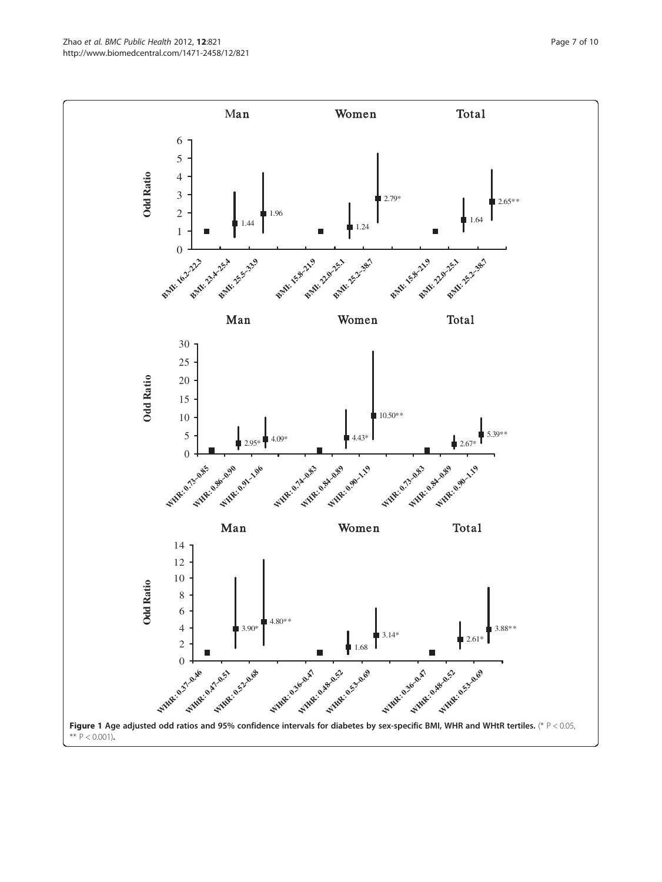**Figure 1 Age adjusted odd ratios and 95% confidence intervals for diabetes by sex-specific BMI, WHR and WHtR tertiles.** (* $P < 0.05$, ** $P < 0.001$).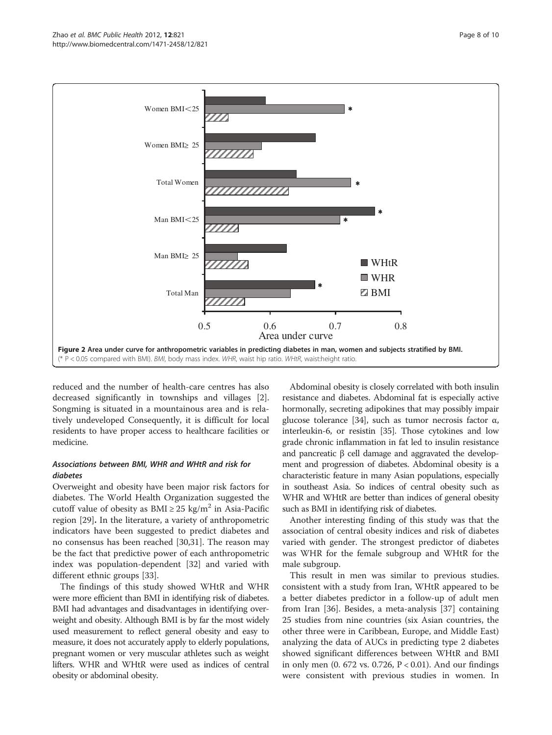**Figure 2 Area under curve for anthropometric variables in predicting diabetes in man, women and subjects stratified by BMI.** (* P < 0.05 compared with BMI). *BMI*, body mass index. *WHR*, waist hip ratio. *WHtR*, waist:height ratio.

reduced and the number of health-care centres has also decreased significantly in townships and villages [2]. Songming is situated in a mountainous area and is relatively undeveloped Consequently, it is difficult for local residents to have proper access to healthcare facilities or medicine.

### *Associations between BMI, WHR and WHtR and risk for diabetes*

Overweight and obesity have been major risk factors for diabetes. The World Health Organization suggested the cutoff value of obesity as BMI ≥ 25 kg/m$^2$ in Asia-Pacific region [29]. In the literature, a variety of anthropometric indicators have been suggested to predict diabetes and no consensus has been reached [30,31]. The reason may be the fact that predictive power of each anthropometric index was population-dependent [32] and varied with different ethnic groups [33].

The findings of this study showed WHtR and WHR were more efficient than BMI in identifying risk of diabetes. BMI had advantages and disadvantages in identifying overweight and obesity. Although BMI is by far the most widely used measurement to reflect general obesity and easy to measure, it does not accurately apply to elderly populations, pregnant women or very muscular athletes such as weight lifters. WHR and WHtR were used as indices of central obesity or abdominal obesity.

Abdominal obesity is closely correlated with both insulin resistance and diabetes. Abdominal fat is especially active hormonally, secreting adipokines that may possibly impair glucose tolerance [34], such as tumor necrosis factor α, interleukin-6, or resistin [35]. Those cytokines and low grade chronic inflammation in fat led to insulin resistance and pancreatic β cell damage and aggravated the development and progression of diabetes. Abdominal obesity is a characteristic feature in many Asian populations, especially in southeast Asia. So indices of central obesity such as WHR and WHtR are better than indices of general obesity such as BMI in identifying risk of diabetes.

Another interesting finding of this study was that the association of central obesity indices and risk of diabetes varied with gender. The strongest predictor of diabetes was WHR for the female subgroup and WHtR for the male subgroup.

This result in men was similar to previous studies. consistent with a study from Iran, WHtR appeared to be a better diabetes predictor in a follow-up of adult men from Iran [36]. Besides, a meta-analysis [37] containing 25 studies from nine countries (six Asian countries, the other three were in Caribbean, Europe, and Middle East) analyzing the data of AUCs in predicting type 2 diabetes showed significant differences between WHtR and BMI in only men (0. 672 vs. 0.726, P < 0.01). And our findings were consistent with previous studies in women. In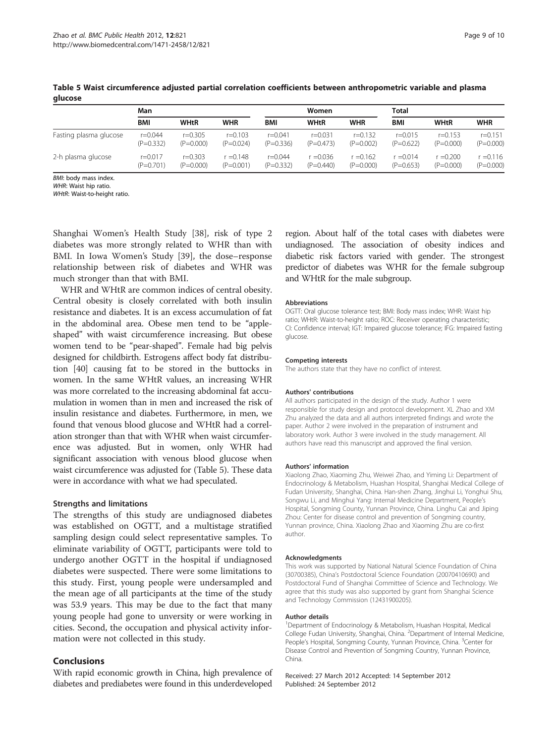**Table 5 Waist circumference adjusted partial correlation coefficients between anthropometric variable and plasma glucose**

| | Man | | | Women | | | Total | | |
|---|---|---|---|---|---|---|---|---|---|
| | BMI | WHtR | WHR | BMI | WHtR | WHR | BMI | WHtR | WHR |
| Fasting plasma glucose | r=0.044 (P=0.332) | r=0.305 (P=0.000) | r=0.103 (P=0.024) | r=0.041 (P=0.336) | r=0.031 (P=0.473) | r=0.132 (P=0.002) | r=0.015 (P=0.622) | r=0.153 (P=0.000) | r=0.151 (P=0.000) |
| 2-h plasma glucose | r=0.017 (P=0.701) | r=0.303 (P=0.000) | r =0.148 (P=0.001) | r=0.044 (P=0.332) | r =0.036 (P=0.440) | r =0.162 (P=0.000) | r =0.014 (P=0.653) | r =0.200 (P=0.000) | r =0.116 (P=0.000) |

*BMI*: body mass index.
*WHR*: Waist hip ratio.
*WHtR*: Waist-to-height ratio.

Shanghai Women's Health Study [38], risk of type 2 diabetes was more strongly related to WHR than with BMI. In Iowa Women's Study [39], the dose–response relationship between risk of diabetes and WHR was much stronger than that with BMI.

WHR and WHtR are common indices of central obesity. Central obesity is closely correlated with both insulin resistance and diabetes. It is an excess accumulation of fat in the abdominal area. Obese men tend to be "apple-shaped" with waist circumference increasing. But obese women tend to be "pear-shaped". Female had big pelvis designed for childbirth. Estrogens affect body fat distribution [40] causing fat to be stored in the buttocks in women. In the same WHtR values, an increasing WHR was more correlated to the increasing abdominal fat accumulation in women than in men and increased the risk of insulin resistance and diabetes. Furthermore, in men, we found that venous blood glucose and WHtR had a correlation stronger than that with WHR when waist circumference was adjusted. But in women, only WHR had significant association with venous blood glucose when waist circumference was adjusted for (Table 5). These data were in accordance with what we had speculated.

### Strengths and limitations

The strengths of this study are undiagnosed diabetes was established on OGTT, and a multistage stratified sampling design could select representative samples. To eliminate variability of OGTT, participants were told to undergo another OGTT in the hospital if undiagnosed diabetes were suspected. There were some limitations to this study. First, young people were undersampled and the mean age of all participants at the time of the study was 53.9 years. This may be due to the fact that many young people had gone to unversity or were working in cities. Second, the occupation and physical activity information were not collected in this study.

## Conclusions

With rapid economic growth in China, high prevalence of diabetes and prediabetes were found in this underdeveloped region. About half of the total cases with diabetes were undiagnosed. The association of obesity indices and diabetic risk factors varied with gender. The strongest predictor of diabetes was WHR for the female subgroup and WHtR for the male subgroup.

#### Abbreviations

OGTT: Oral glucose tolerance test; BMI: Body mass index; WHR: Waist hip ratio; WHtR: Waist-to-height ratio; ROC: Receiver operating characteristic; CI: Confidence interval; IGT: Impaired glucose tolerance; IFG: Impaired fasting glucose.

#### Competing interests

The authors state that they have no conflict of interest.

#### Authors' contributions

All authors participated in the design of the study. Author 1 were responsible for study design and protocol development. XL Zhao and XM Zhu analyzed the data and all authors interpreted findings and wrote the paper. Author 2 were involved in the preparation of instrument and laboratory work. Author 3 were involved in the study management. All authors have read this manuscript and approved the final version.

#### Authors' information

Xiaolong Zhao, Xiaoming Zhu, Weiwei Zhao, and Yiming Li: Department of Endocrinology & Metabolism, Huashan Hospital, Shanghai Medical College of Fudan University, Shanghai, China. Han-shen Zhang, Jinghui Li, Yonghui Shu, Songwu Li, and Minghui Yang: Internal Medicine Department, People's Hospital, Songming County, Yunnan Province, China. Linghu Cai and Jiping Zhou: Center for disease control and prevention of Songming country, Yunnan province, China. Xiaolong Zhao and Xiaoming Zhu are co-first author.

#### Acknowledgments

This work was supported by National Natural Science Foundation of China (30700385), China's Postdoctoral Science Foundation (20070410690) and Postdoctoral Fund of Shanghai Committee of Science and Technology. We agree that this study was also supported by grant from Shanghai Science and Technology Commission (12431900205).

#### Author details

[1]Department of Endocrinology & Metabolism, Huashan Hospital, Medical College Fudan University, Shanghai, China. [2]Department of Internal Medicine, People's Hospital, Songming County, Yunnan Province, China. [3]Center for Disease Control and Prevention of Songming Country, Yunnan Province, China.

Received: 27 March 2012 Accepted: 14 September 2012
Published: 24 September 2012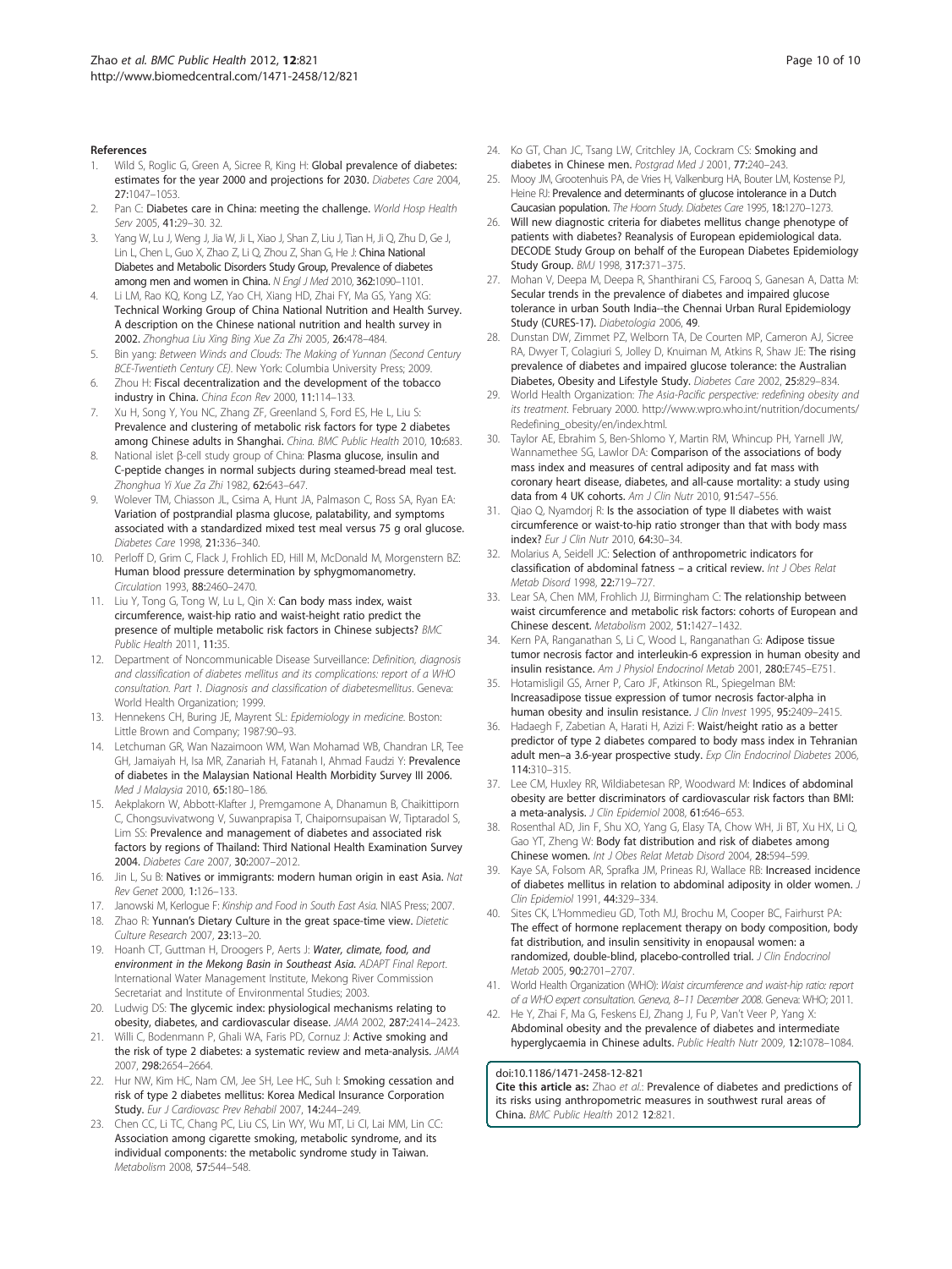## References

1. Wild S, Roglic G, Green A, Sicree R, King H: **Global prevalence of diabetes: estimates for the year 2000 and projections for 2030.** *Diabetes Care* 2004, **27:**1047–1053.
2. Pan C: **Diabetes care in China: meeting the challenge.** *World Hosp Health Serv* 2005, **41:**29–30. 32.
3. Yang W, Lu J, Weng J, Jia W, Ji L, Xiao J, Shan Z, Liu J, Tian H, Ji Q, Zhu D, Ge J, Lin L, Chen L, Guo X, Zhao Z, Li Q, Zhou Z, Shan G, He J: **China National Diabetes and Metabolic Disorders Study Group, Prevalence of diabetes among men and women in China.** *N Engl J Med* 2010, **362:**1090–1101.
4. Li LM, Rao KQ, Kong LZ, Yao CH, Xiang HD, Zhai FY, Ma GS, Yang XG: **Technical Working Group of China National Nutrition and Health Survey. A description on the Chinese national nutrition and health survey in 2002.** *Zhonghua Liu Xing Bing Xue Za Zhi* 2005, **26:**478–484.
5. Bin yang: *Between Winds and Clouds: The Making of Yunnan (Second Century BCE-Twentieth Century CE)*. New York: Columbia University Press; 2009.
6. Zhou H: **Fiscal decentralization and the development of the tobacco industry in China.** *China Econ Rev* 2000, **11:**114–133.
7. Xu H, Song Y, You NC, Zhang ZF, Greenland S, Ford ES, He L, Liu S: **Prevalence and clustering of metabolic risk factors for type 2 diabetes among Chinese adults in Shanghai.** *China. BMC Public Health* 2010, **10:**683.
8. National islet β-cell study group of China: **Plasma glucose, insulin and C-peptide changes in normal subjects during steamed-bread meal test.** *Zhonghua Yi Xue Za Zhi* 1982, **62:**643–647.
9. Wolever TM, Chiasson JL, Csima A, Hunt JA, Palmason C, Ross SA, Ryan EA: **Variation of postprandial plasma glucose, palatability, and symptoms associated with a standardized mixed test meal versus 75 g oral glucose.** *Diabetes Care* 1998, **21:**336–340.
10. Perloff D, Grim C, Flack J, Frohlich ED, Hill M, McDonald M, Morgenstern BZ: **Human blood pressure determination by sphygmomanometry.** *Circulation* 1993, **88:**2460–2470.
11. Liu Y, Tong G, Tong W, Lu L, Qin X: **Can body mass index, waist circumference, waist-hip ratio and waist-height ratio predict the presence of multiple metabolic risk factors in Chinese subjects?** *BMC Public Health* 2011, **11:**35.
12. Department of Noncommunicable Disease Surveillance: *Definition, diagnosis and classification of diabetes mellitus and its complications: report of a WHO consultation. Part 1. Diagnosis and classification of diabetesmellitus*. Geneva: World Health Organization; 1999.
13. Hennekens CH, Buring JE, Mayrent SL: *Epidemiology in medicine*. Boston: Little Brown and Company; 1987:90–93.
14. Letchuman GR, Wan Nazaimoon WM, Wan Mohamad WB, Chandran LR, Tee GH, Jamaiyah H, Isa MR, Zanariah H, Fatanah I, Ahmad Faudzi Y: **Prevalence of diabetes in the Malaysian National Health Morbidity Survey III 2006.** *Med J Malaysia* 2010, **65:**180–186.
15. Aekplakorn W, Abbott-Klafter J, Premgamone A, Dhanamun B, Chaikittiporn C, Chongsuvivatwong V, Suwanprapisa T, Chaipornsupaisan W, Tiptaradol S, Lim SS: **Prevalence and management of diabetes and associated risk factors by regions of Thailand: Third National Health Examination Survey 2004.** *Diabetes Care* 2007, **30:**2007–2012.
16. Jin L, Su B: **Natives or immigrants: modern human origin in east Asia.** *Nat Rev Genet* 2000, **1:**126–133.
17. Janowski M, Kerlogue F: *Kinship and Food in South East Asia*. NIAS Press; 2007.
18. Zhao R: **Yunnan's Dietary Culture in the great space-time view.** *Dietetic Culture Research* 2007, **23:**13–20.
19. Hoanh CT, Guttman H, Droogers P, Aerts J: ***Water, climate, food, and environment in the Mekong Basin in Southeast Asia.*** *ADAPT Final Report*. International Water Management Institute, Mekong River Commission Secretariat and Institute of Environmental Studies; 2003.
20. Ludwig DS: **The glycemic index: physiological mechanisms relating to obesity, diabetes, and cardiovascular disease.** *JAMA* 2002, **287:**2414–2423.
21. Willi C, Bodenmann P, Ghali WA, Faris PD, Cornuz J: **Active smoking and the risk of type 2 diabetes: a systematic review and meta-analysis.** *JAMA* 2007, **298:**2654–2664.
22. Hur NW, Kim HC, Nam CM, Jee SH, Lee HC, Suh I: **Smoking cessation and risk of type 2 diabetes mellitus: Korea Medical Insurance Corporation Study.** *Eur J Cardiovasc Prev Rehabil* 2007, **14:**244–249.
23. Chen CC, Li TC, Chang PC, Liu CS, Lin WY, Wu MT, Li CI, Lai MM, Lin CC: **Association among cigarette smoking, metabolic syndrome, and its individual components: the metabolic syndrome study in Taiwan.** *Metabolism* 2008, **57:**544–548.
24. Ko GT, Chan JC, Tsang LW, Critchley JA, Cockram CS: **Smoking and diabetes in Chinese men.** *Postgrad Med J* 2001, **77:**240–243.
25. Mooy JM, Grootenhuis PA, de Vries H, Valkenburg HA, Bouter LM, Kostense PJ, Heine RJ: **Prevalence and determinants of glucose intolerance in a Dutch Caucasian population.** *The Hoorn Study. Diabetes Care* 1995, **18:**1270–1273.
26. **Will new diagnostic criteria for diabetes mellitus change phenotype of patients with diabetes? Reanalysis of European epidemiological data. DECODE Study Group on behalf of the European Diabetes Epidemiology Study Group.** *BMJ* 1998, **317:**371–375.
27. Mohan V, Deepa M, Deepa R, Shanthirani CS, Farooq S, Ganesan A, Datta M: **Secular trends in the prevalence of diabetes and impaired glucose tolerance in urban South India--the Chennai Urban Rural Epidemiology Study (CURES-17).** *Diabetologia* 2006, **49**.
28. Dunstan DW, Zimmet PZ, Welborn TA, De Courten MP, Cameron AJ, Sicree RA, Dwyer T, Colagiuri S, Jolley D, Knuiman M, Atkins R, Shaw JE: **The rising prevalence of diabetes and impaired glucose tolerance: the Australian Diabetes, Obesity and Lifestyle Study.** *Diabetes Care* 2002, **25:**829–834.
29. World Health Organization: *The Asia-Pacific perspective: redefining obesity and its treatment*. February 2000. http://www.wpro.who.int/nutrition/documents/Redefining_obesity/en/index.html.
30. Taylor AE, Ebrahim S, Ben-Shlomo Y, Martin RM, Whincup PH, Yarnell JW, Wannamethee SG, Lawlor DA: **Comparison of the associations of body mass index and measures of central adiposity and fat mass with coronary heart disease, diabetes, and all-cause mortality: a study using data from 4 UK cohorts.** *Am J Clin Nutr* 2010, **91:**547–556.
31. Qiao Q, Nyamdorj R: **Is the association of type II diabetes with waist circumference or waist-to-hip ratio stronger than that with body mass index?** *Eur J Clin Nutr* 2010, **64:**30–34.
32. Molarius A, Seidell JC: **Selection of anthropometric indicators for classification of abdominal fatness – a critical review.** *Int J Obes Relat Metab Disord* 1998, **22:**719–727.
33. Lear SA, Chen MM, Frohlich JJ, Birmingham C: **The relationship between waist circumference and metabolic risk factors: cohorts of European and Chinese descent.** *Metabolism* 2002, **51:**1427–1432.
34. Kern PA, Ranganathan S, Li C, Wood L, Ranganathan G: **Adipose tissue tumor necrosis factor and interleukin-6 expression in human obesity and insulin resistance.** *Am J Physiol Endocrinol Metab* 2001, **280:**E745–E751.
35. Hotamisligil GS, Arner P, Caro JF, Atkinson RL, Spiegelman BM: **Increasadipose tissue expression of tumor necrosis factor-alpha in human obesity and insulin resistance.** *J Clin Invest* 1995, **95:**2409–2415.
36. Hadaegh F, Zabetian A, Harati H, Azizi F: **Waist/height ratio as a better predictor of type 2 diabetes compared to body mass index in Tehranian adult men–a 3.6-year prospective study.** *Exp Clin Endocrinol Diabetes* 2006, **114:**310–315.
37. Lee CM, Huxley RR, Wildiabetesan RP, Woodward M: **Indices of abdominal obesity are better discriminators of cardiovascular risk factors than BMI: a meta-analysis.** *J Clin Epidemiol* 2008, **61:**646–653.
38. Rosenthal AD, Jin F, Shu XO, Yang G, Elasy TA, Chow WH, Ji BT, Xu HX, Li Q, Gao YT, Zheng W: **Body fat distribution and risk of diabetes among Chinese women.** *Int J Obes Relat Metab Disord* 2004, **28:**594–599.
39. Kaye SA, Folsom AR, Sprafka JM, Prineas RJ, Wallace RB: **Increased incidence of diabetes mellitus in relation to abdominal adiposity in older women.** *J Clin Epidemiol* 1991, **44:**329–334.
40. Sites CK, L'Hommedieu GD, Toth MJ, Brochu M, Cooper BC, Fairhurst PA: **The effect of hormone replacement therapy on body composition, body fat distribution, and insulin sensitivity in enopausal women: a randomized, double-blind, placebo-controlled trial.** *J Clin Endocrinol Metab* 2005, **90:**2701–2707.
41. World Health Organization (WHO): *Waist circumference and waist-hip ratio: report of a WHO expert consultation. Geneva, 8–11 December 2008*. Geneva: WHO; 2011.
42. He Y, Zhai F, Ma G, Feskens EJ, Zhang J, Fu P, Van't Veer P, Yang X: **Abdominal obesity and the prevalence of diabetes and intermediate hyperglycaemia in Chinese adults.** *Public Health Nutr* 2009, **12:**1078–1084.

doi:10.1186/1471-2458-12-821

**Cite this article as:** Zhao *et al.*: Prevalence of diabetes and predictions of its risks using anthropometric measures in southwest rural areas of China. *BMC Public Health* 2012 **12**:821.